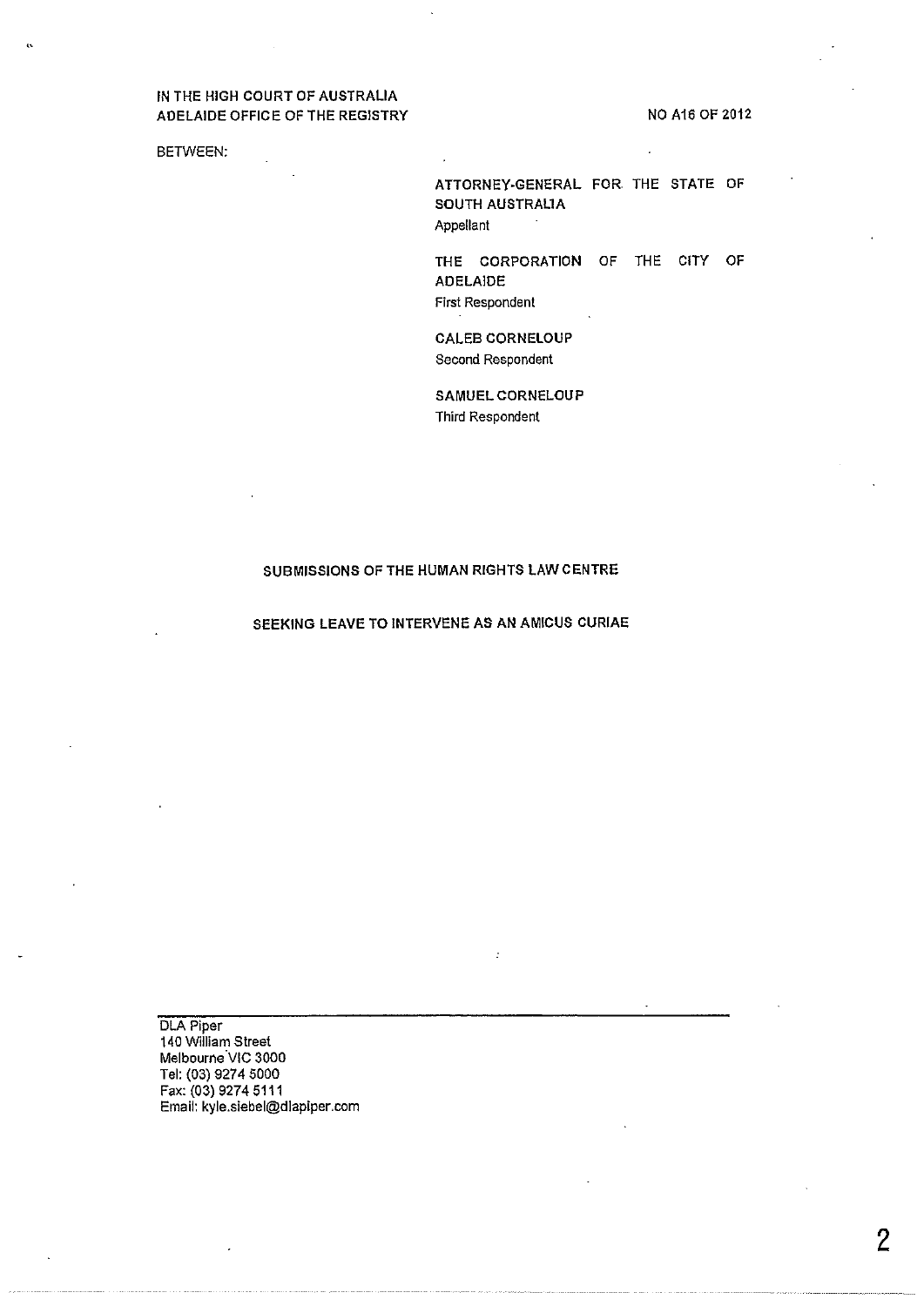IN THE HIGH COURT OF AUSTRALIA
ADELAIDE OFFICE OF THE REGISTRY

NO A16 OF 2012

BETWEEN:

**ATTORNEY-GENERAL FOR THE STATE OF SOUTH AUSTRALIA**
Appellant

**THE CORPORATION OF THE CITY OF ADELAIDE**
First Respondent

**CALEB CORNELOUP**
Second Respondent

**SAMUEL CORNELOUP**
Third Respondent

## SUBMISSIONS OF THE HUMAN RIGHTS LAW CENTRE

## SEEKING LEAVE TO INTERVENE AS AN AMICUS CURIAE

DLA Piper
140 William Street
Melbourne VIC 3000
Tel: (03) 9274 5000
Fax: (03) 9274 5111
Email: kyle.siebel@dlapiper.com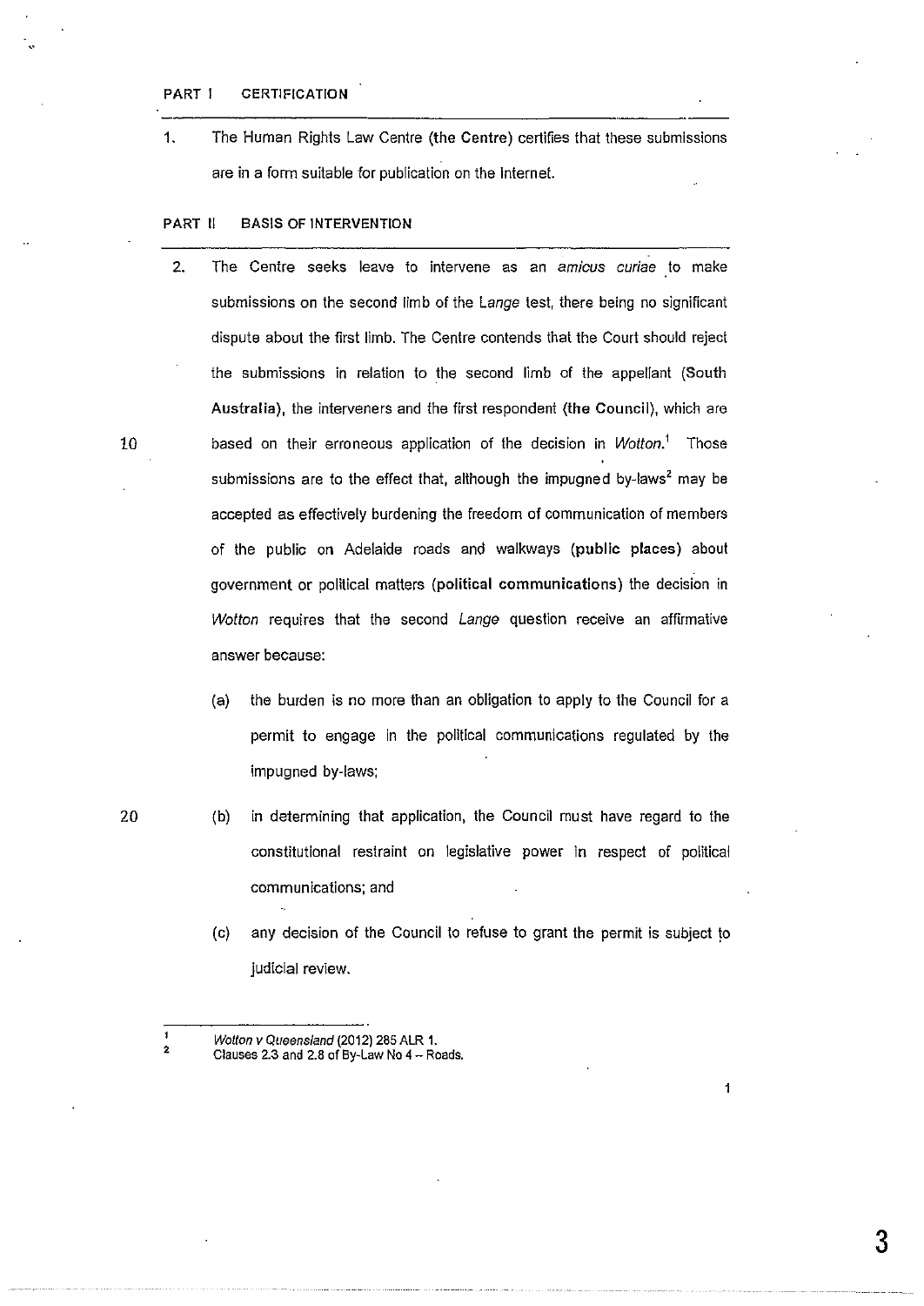## PART I CERTIFICATION

1. The Human Rights Law Centre (**the Centre**) certifies that these submissions are in a form suitable for publication on the Internet.

## PART II BASIS OF INTERVENTION

2. The Centre seeks leave to intervene as an *amicus curiae* to make submissions on the second limb of the *Lange* test, there being no significant dispute about the first limb. The Centre contends that the Court should reject the submissions in relation to the second limb of the appellant (**South Australia**), the interveners and the first respondent (**the Council**), which are based on their erroneous application of the decision in *Wotton*.[1] Those submissions are to the effect that, although the impugned by-laws[2] may be accepted as effectively burdening the freedom of communication of members of the public on Adelaide roads and walkways (**public places**) about government or political matters (**political communications**) the decision in *Wotton* requires that the second *Lange* question receive an affirmative answer because:

   (a) the burden is no more than an obligation to apply to the Council for a permit to engage in the political communications regulated by the impugned by-laws;

   (b) in determining that application, the Council must have regard to the constitutional restraint on legislative power in respect of political communications; and

   (c) any decision of the Council to refuse to grant the permit is subject to judicial review.

---

[1] *Wotton v Queensland* (2012) 285 ALR 1.

[2] Clauses 2.3 and 2.8 of By-Law No 4 – Roads.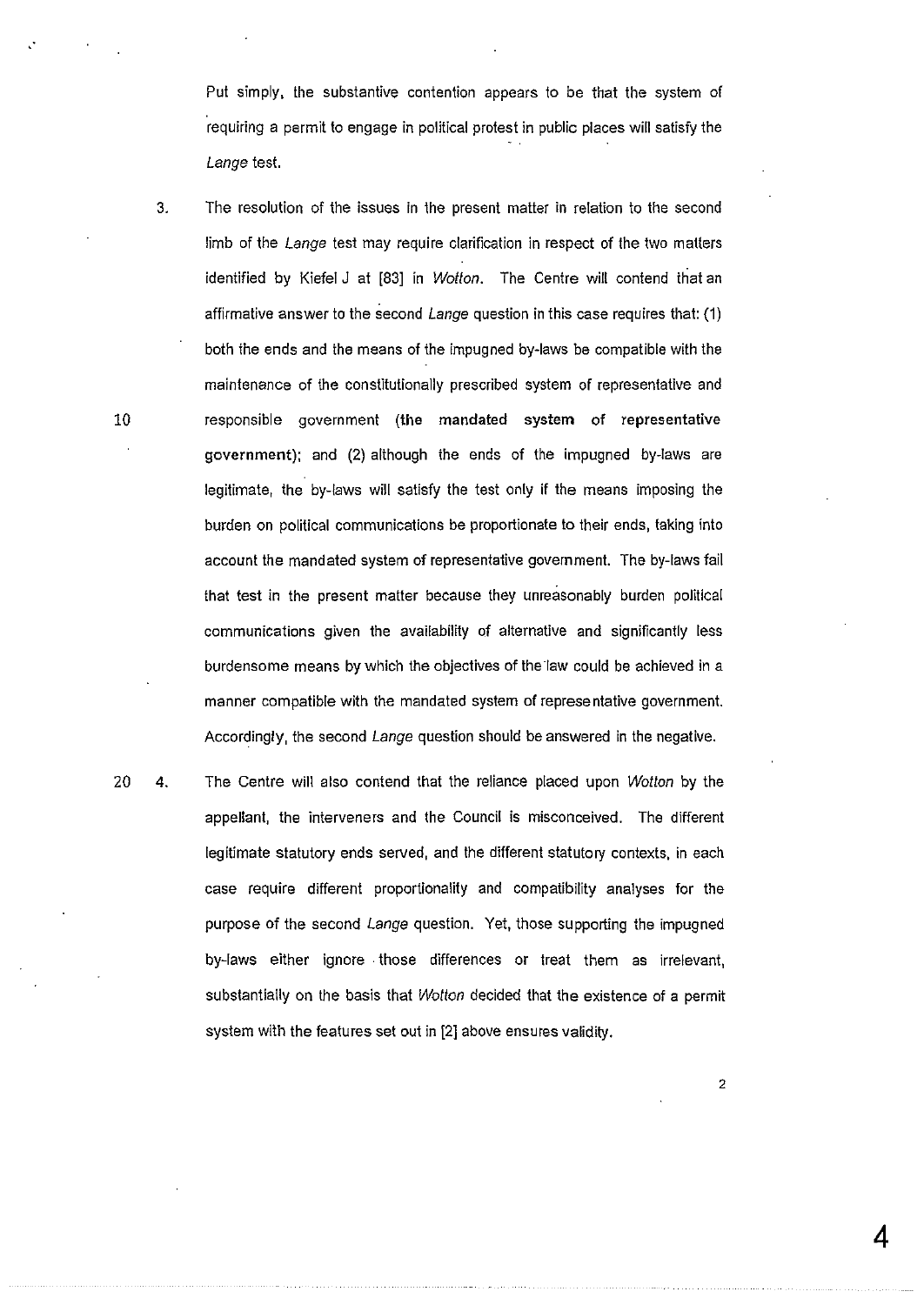Put simply, the substantive contention appears to be that the system of requiring a permit to engage in political protest in public places will satisfy the *Lange* test.

3. The resolution of the issues in the present matter in relation to the second limb of the *Lange* test may require clarification in respect of the two matters identified by Kiefel J at [83] in *Wotton*. The Centre will contend that an affirmative answer to the second *Lange* question in this case requires that: (1) both the ends and the means of the impugned by-laws be compatible with the maintenance of the constitutionally prescribed system of representative and responsible government (**the mandated system of representative government**); and (2) although the ends of the impugned by-laws are legitimate, the by-laws will satisfy the test only if the means imposing the burden on political communications be proportionate to their ends, taking into account the mandated system of representative government. The by-laws fail that test in the present matter because they unreasonably burden political communications given the availability of alternative and significantly less burdensome means by which the objectives of the law could be achieved in a manner compatible with the mandated system of representative government. Accordingly, the second *Lange* question should be answered in the negative.

4. The Centre will also contend that the reliance placed upon *Wotton* by the appellant, the interveners and the Council is misconceived. The different legitimate statutory ends served, and the different statutory contexts, in each case require different proportionality and compatibility analyses for the purpose of the second *Lange* question. Yet, those supporting the impugned by-laws either ignore those differences or treat them as irrelevant, substantially on the basis that *Wotton* decided that the existence of a permit system with the features set out in [2] above ensures validity.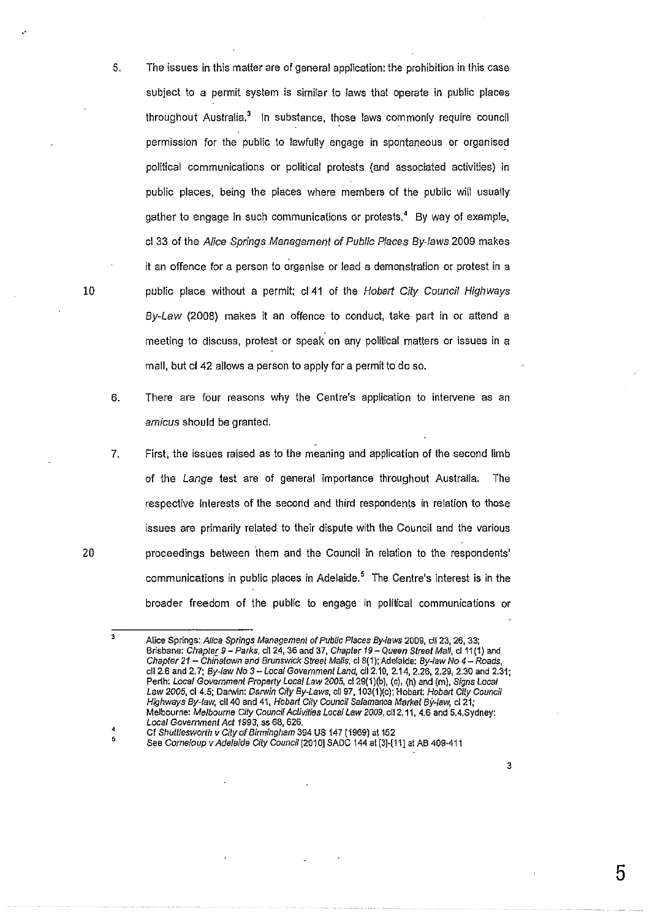5. The issues in this matter are of general application: the prohibition in this case subject to a permit system is similar to laws that operate in public places throughout Australia.[3] In substance, those laws commonly require council permission for the public to lawfully engage in spontaneous or organised political communications or political protests (and associated activities) in public places, being the places where members of the public will usually gather to engage in such communications or protests.[4] By way of example, cl 33 of the *Alice Springs Management of Public Places By-laws* 2009 makes it an offence for a person to organise or lead a demonstration or protest in a public place without a permit; cl 41 of the *Hobart City Council Highways By-Law* (2008) makes it an offence to conduct, take part in or attend a meeting to discuss, protest or speak on any political matters or issues in a mall, but cl 42 allows a person to apply for a permit to do so.

6. There are four reasons why the Centre's application to intervene as an *amicus* should be granted.

7. First, the issues raised as to the meaning and application of the second limb of the *Lange* test are of general importance throughout Australia. The respective interests of the second and third respondents in relation to those issues are primarily related to their dispute with the Council and the various proceedings between them and the Council in relation to the respondents' communications in public places in Adelaide.[5] The Centre's interest is in the broader freedom of the public to engage in political communications or

---

[3] Alice Springs: *Alice Springs Management of Public Places By-laws* 2009, cll 23, 26, 33; Brisbane: *Chapter 9 – Parks*, cll 24, 36 and 37, *Chapter 19 – Queen Street Mall*, cl 11(1) and *Chapter 21 – Chinatown and Brunswick Street Malls*, cl 8(1); Adelaide: *By-law No 4 – Roads*, cll 2.6 and 2.7; *By-law No 3 – Local Government Land*, cll 2.10, 2.14, 2.26, 2.29, 2.30 and 2.31; Perth: *Local Government Property Local Law 2005*, cl 29(1)(b), (c), (h) and (m), *Signs Local Law 2005*, cl 4.5; Darwin: *Darwin City By-Laws*, cll 97, 103(1)(c); Hobart: *Hobart City Council Highways By-law*, cll 40 and 41, *Hobart City Council Salamanca Market By-law*, cl 21; Melbourne: *Melbourne City Council Activities Local Law 2009*, cll 2.11, 4.6 and 5.4.Sydney: *Local Government Act 1993*, ss 68, 626.

[4] Cf *Shuttlesworth v City of Birmingham* 394 US 147 (1969) at 152

[5] See *Corneloup v Adelaide City Council* [2010] SADC 144 at [3]-[11] at AB 409-411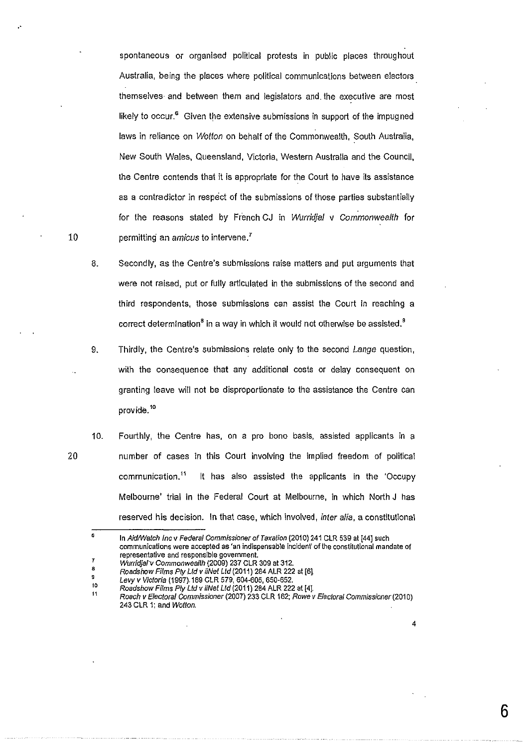spontaneous or organised political protests in public places throughout Australia, being the places where political communications between electors themselves and between them and legislators and the executive are most likely to occur.[6] Given the extensive submissions in support of the impugned laws in reliance on *Wotton* on behalf of the Commonwealth, South Australia, New South Wales, Queensland, Victoria, Western Australia and the Council, the Centre contends that it is appropriate for the Court to have its assistance as a contradictor in respect of the submissions of those parties substantially for the reasons stated by French CJ in *Wurridjal v Commonwealth* for permitting an *amicus* to intervene.[7]

8. Secondly, as the Centre's submissions raise matters and put arguments that were not raised, put or fully articulated in the submissions of the second and third respondents, those submissions can assist the Court in reaching a correct determination[8] in a way in which it would not otherwise be assisted.[9]

9. Thirdly, the Centre's submissions relate only to the second *Lange* question, with the consequence that any additional costs or delay consequent on granting leave will not be disproportionate to the assistance the Centre can provide.[10]

10. Fourthly, the Centre has, on a pro bono basis, assisted applicants in a number of cases in this Court involving the implied freedom of political communication.[11] It has also assisted the applicants in the 'Occupy Melbourne' trial in the Federal Court at Melbourne, in which North J has reserved his decision. In that case, which involved, *inter alia*, a constitutional

---

[6] In *AidWatch Inc v Federal Commissioner of Taxation* (2010) 241 CLR 539 at [44] such communications were accepted as 'an indispensable incident' of the constitutional mandate of representative and responsible government.

[7] *Wurridjal v Commonwealth* (2009) 237 CLR 309 at 312.

[8] *Roadshow Films Pty Ltd v iiNet Ltd* (2011) 284 ALR 222 at [6].

[9] *Levy v Victoria* (1997) 189 CLR 579, 604-605, 650-652.

[10] *Roadshow Films Pty Ltd v iiNet Ltd* (2011) 284 ALR 222 at [4].

[11] *Roach v Electoral Commissioner* (2007) 233 CLR 162; *Rowe v Electoral Commissioner* (2010) 243 CLR 1; and *Wotton*.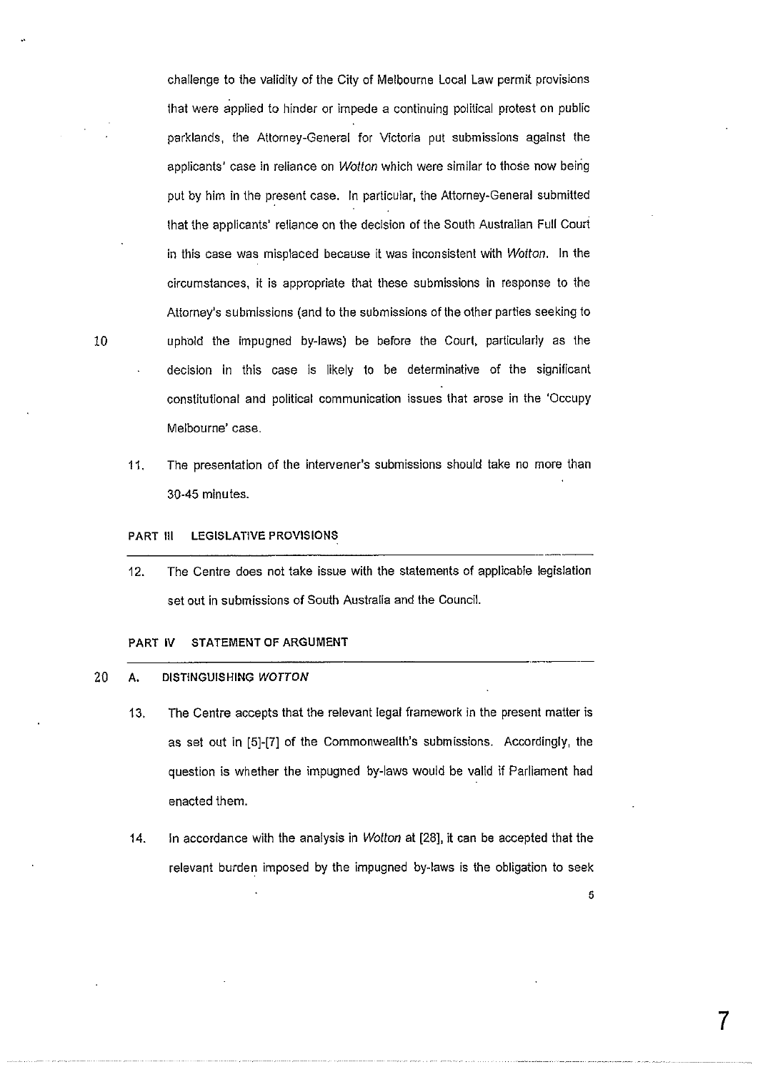challenge to the validity of the City of Melbourne Local Law permit provisions that were applied to hinder or impede a continuing political protest on public parklands, the Attorney-General for Victoria put submissions against the applicants' case in reliance on *Wotton* which were similar to those now being put by him in the present case. In particular, the Attorney-General submitted that the applicants' reliance on the decision of the South Australian Full Court in this case was misplaced because it was inconsistent with *Wotton*. In the circumstances, it is appropriate that these submissions in response to the Attorney's submissions (and to the submissions of the other parties seeking to uphold the impugned by-laws) be before the Court, particularly as the decision in this case is likely to be determinative of the significant constitutional and political communication issues that arose in the 'Occupy Melbourne' case.

11. The presentation of the intervener's submissions should take no more than 30-45 minutes.

## PART III LEGISLATIVE PROVISIONS

12. The Centre does not take issue with the statements of applicable legislation set out in submissions of South Australia and the Council.

## PART IV STATEMENT OF ARGUMENT

### A. DISTINGUISHING *WOTTON*

13. The Centre accepts that the relevant legal framework in the present matter is as set out in [5]-[7] of the Commonwealth's submissions. Accordingly, the question is whether the impugned by-laws would be valid if Parliament had enacted them.

14. In accordance with the analysis in *Wotton* at [28], it can be accepted that the relevant burden imposed by the impugned by-laws is the obligation to seek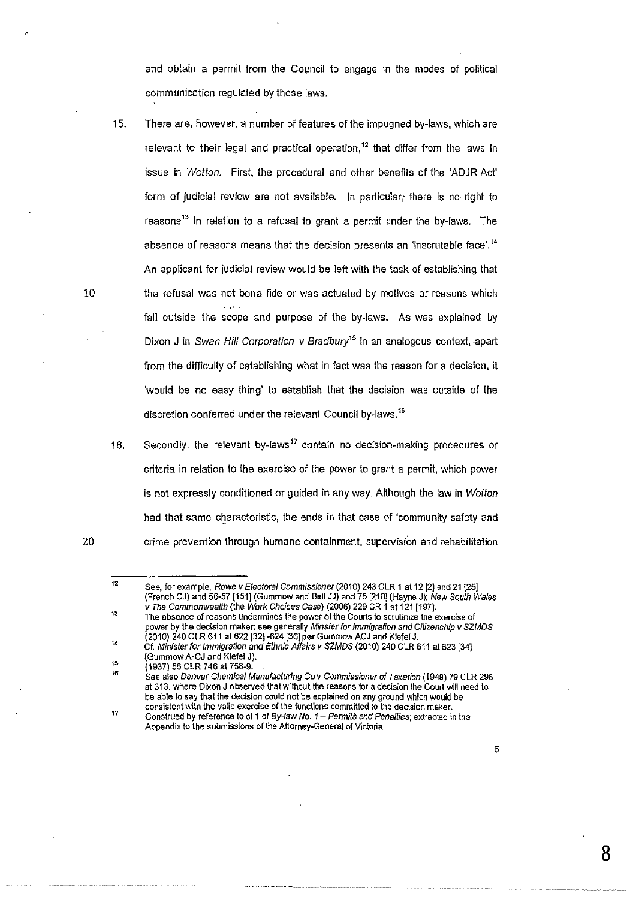and obtain a permit from the Council to engage in the modes of political communication regulated by those laws.

15. There are, however, a number of features of the impugned by-laws, which are relevant to their legal and practical operation,[12] that differ from the laws in issue in *Wotton*. First, the procedural and other benefits of the 'ADJR Act' form of judicial review are not available. In particular, there is no right to reasons[13] in relation to a refusal to grant a permit under the by-laws. The absence of reasons means that the decision presents an 'inscrutable face'.[14] An applicant for judicial review would be left with the task of establishing that the refusal was not bona fide or was actuated by motives or reasons which fall outside the scope and purpose of the by-laws. As was explained by Dixon J in *Swan Hill Corporation v Bradbury*[15] in an analogous context, apart from the difficulty of establishing what in fact was the reason for a decision, it 'would be no easy thing' to establish that the decision was outside of the discretion conferred under the relevant Council by-laws.[16]

16. Secondly, the relevant by-laws[17] contain no decision-making procedures or criteria in relation to the exercise of the power to grant a permit, which power is not expressly conditioned or guided in any way. Although the law in *Wotton* had that same characteristic, the ends in that case of 'community safety and crime prevention through humane containment, supervision and rehabilitation

---

12 See, for example, *Rowe v Electoral Commissioner* (2010) 243 CLR 1 at 12 [2] and 21 [25] (French CJ) and 56-57 [151] (Gummow and Bell JJ) and 75 [218] (Hayne J); *New South Wales v The Commonwealth* (the *Work Choices Case*) (2006) 229 CR 1 at 121 [197].

13 The absence of reasons undermines the power of the Courts to scrutinize the exercise of power by the decision maker: see generally *Minster for Immigration and Citizenship v SZMDS* (2010) 240 CLR 611 at 622 [32] -624 [36] per Gummow ACJ and Kiefel J.

14 Cf. *Minister for Immigration and Ethnic Affairs v SZMDS* (2010) 240 CLR 611 at 623 [34] (Gummow A-CJ and Kiefel J).

15 (1937) 56 CLR 746 at 758-9.

16 See also *Denver Chemical Manufacturing Co v Commissioner of Taxation* (1949) 79 CLR 296 at 313, where Dixon J observed that without the reasons for a decision the Court will need to be able to say that the decision could not be explained on any ground which would be consistent with the valid exercise of the functions committed to the decision maker.

17 Construed by reference to cl 1 of *By-law No. 1 – Permits and Penalties*, extracted in the Appendix to the submissions of the Attorney-General of Victoria.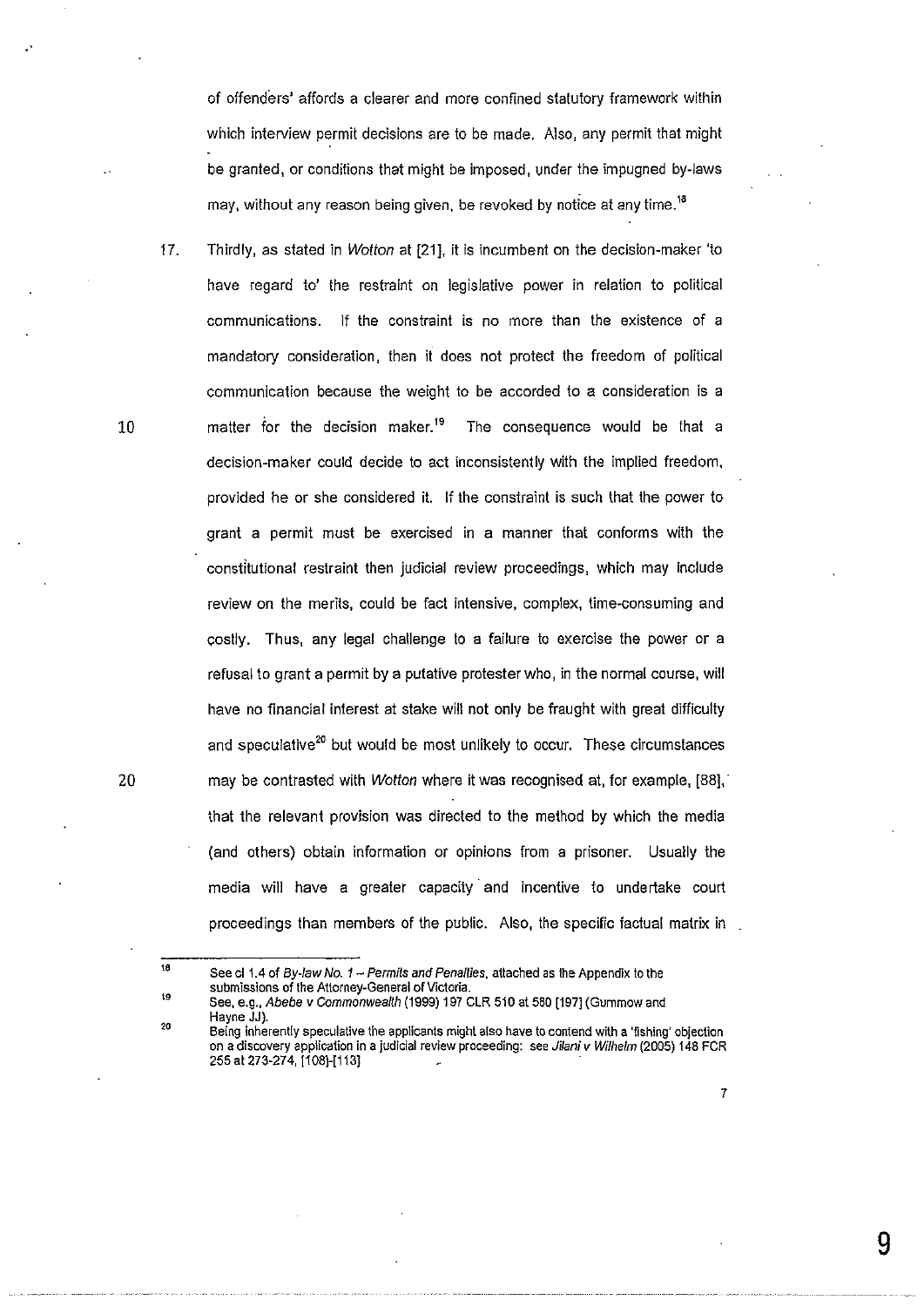of offenders' affords a clearer and more confined statutory framework within which interview permit decisions are to be made. Also, any permit that might be granted, or conditions that might be imposed, under the impugned by-laws may, without any reason being given, be revoked by notice at any time.[18]

17. Thirdly, as stated in *Wotton* at [21], it is incumbent on the decision-maker 'to have regard to' the restraint on legislative power in relation to political communications. If the constraint is no more than the existence of a mandatory consideration, then it does not protect the freedom of political communication because the weight to be accorded to a consideration is a matter for the decision maker.[19] The consequence would be that a decision-maker could decide to act inconsistently with the implied freedom, provided he or she considered it. If the constraint is such that the power to grant a permit must be exercised in a manner that conforms with the constitutional restraint then judicial review proceedings, which may include review on the merits, could be fact intensive, complex, time-consuming and costly. Thus, any legal challenge to a failure to exercise the power or a refusal to grant a permit by a putative protester who, in the normal course, will have no financial interest at stake will not only be fraught with great difficulty and speculative[20] but would be most unlikely to occur. These circumstances may be contrasted with *Wotton* where it was recognised at, for example, [88], that the relevant provision was directed to the method by which the media (and others) obtain information or opinions from a prisoner. Usually the media will have a greater capacity and incentive to undertake court proceedings than members of the public. Also, the specific factual matrix in

---

[18] See cl 1.4 of *By-law No. 1 – Permits and Penalties*, attached as the Appendix to the submissions of the Attorney-General of Victoria.

[19] See, e.g., *Abebe v Commonwealth* (1999) 197 CLR 510 at 580 [197] (Gummow and Hayne JJ).

[20] Being inherently speculative the applicants might also have to contend with a 'fishing' objection on a discovery application in a judicial review proceeding: see *Jilani v Wilhelm* (2005) 148 FCR 255 at 273-274, [108]-[113]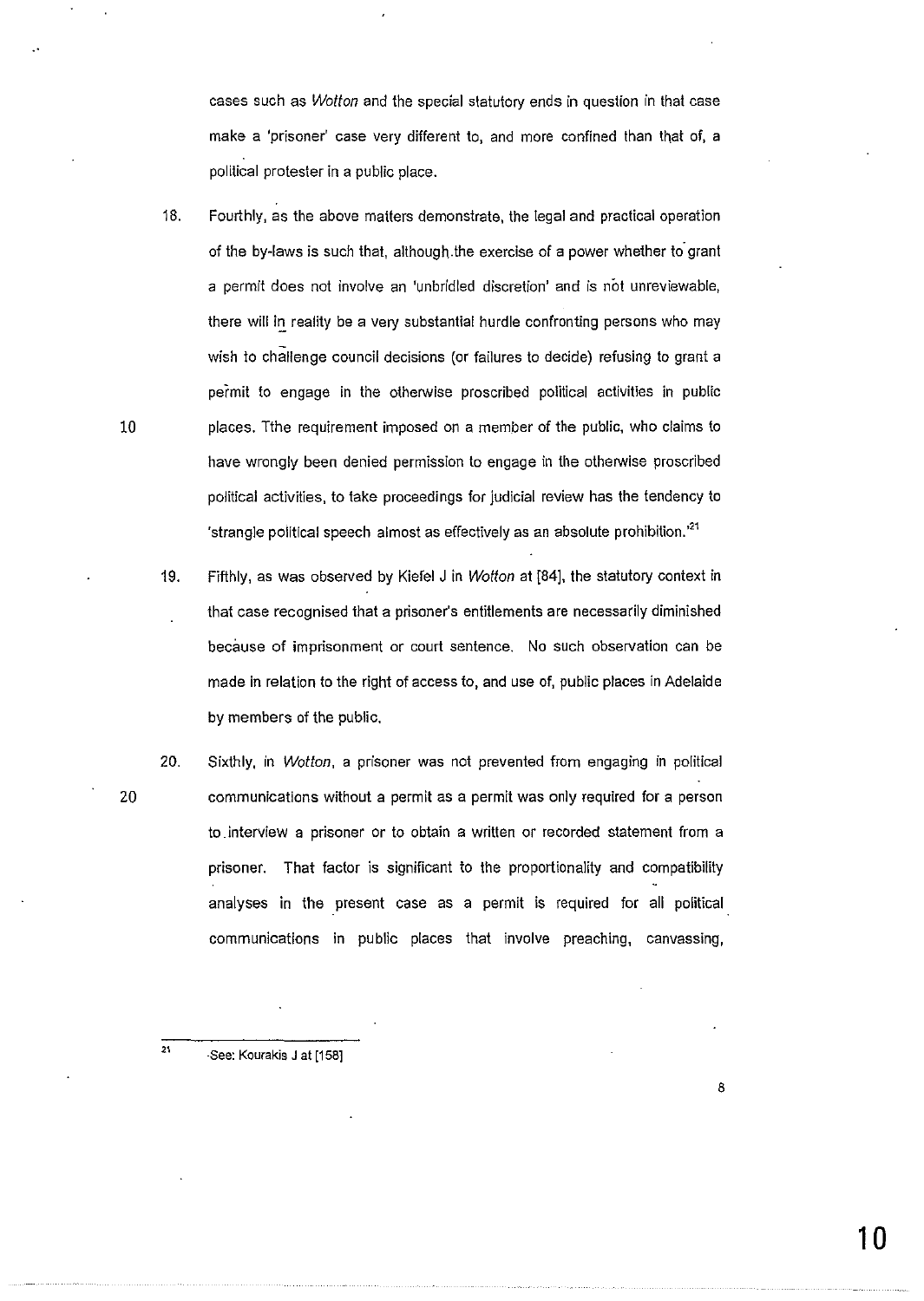cases such as *Wotton* and the special statutory ends in question in that case make a 'prisoner' case very different to, and more confined than that of, a political protester in a public place.

18. Fourthly, as the above matters demonstrate, the legal and practical operation of the by-laws is such that, although the exercise of a power whether to grant a permit does not involve an 'unbridled discretion' and is not unreviewable, there will in reality be a very substantial hurdle confronting persons who may wish to challenge council decisions (or failures to decide) refusing to grant a permit to engage in the otherwise proscribed political activities in public places. Tthe requirement imposed on a member of the public, who claims to have wrongly been denied permission to engage in the otherwise proscribed political activities, to take proceedings for judicial review has the tendency to 'strangle political speech almost as effectively as an absolute prohibition.'[21]

19. Fifthly, as was observed by Kiefel J in *Wotton* at [84], the statutory context in that case recognised that a prisoner's entitlements are necessarily diminished because of imprisonment or court sentence. No such observation can be made in relation to the right of access to, and use of, public places in Adelaide by members of the public.

20. Sixthly, in *Wotton*, a prisoner was not prevented from engaging in political communications without a permit as a permit was only required for a person to interview a prisoner or to obtain a written or recorded statement from a prisoner. That factor is significant to the proportionality and compatibility analyses in the present case as a permit is required for all political communications in public places that involve preaching, canvassing,

[21] See: Kourakis J at [158]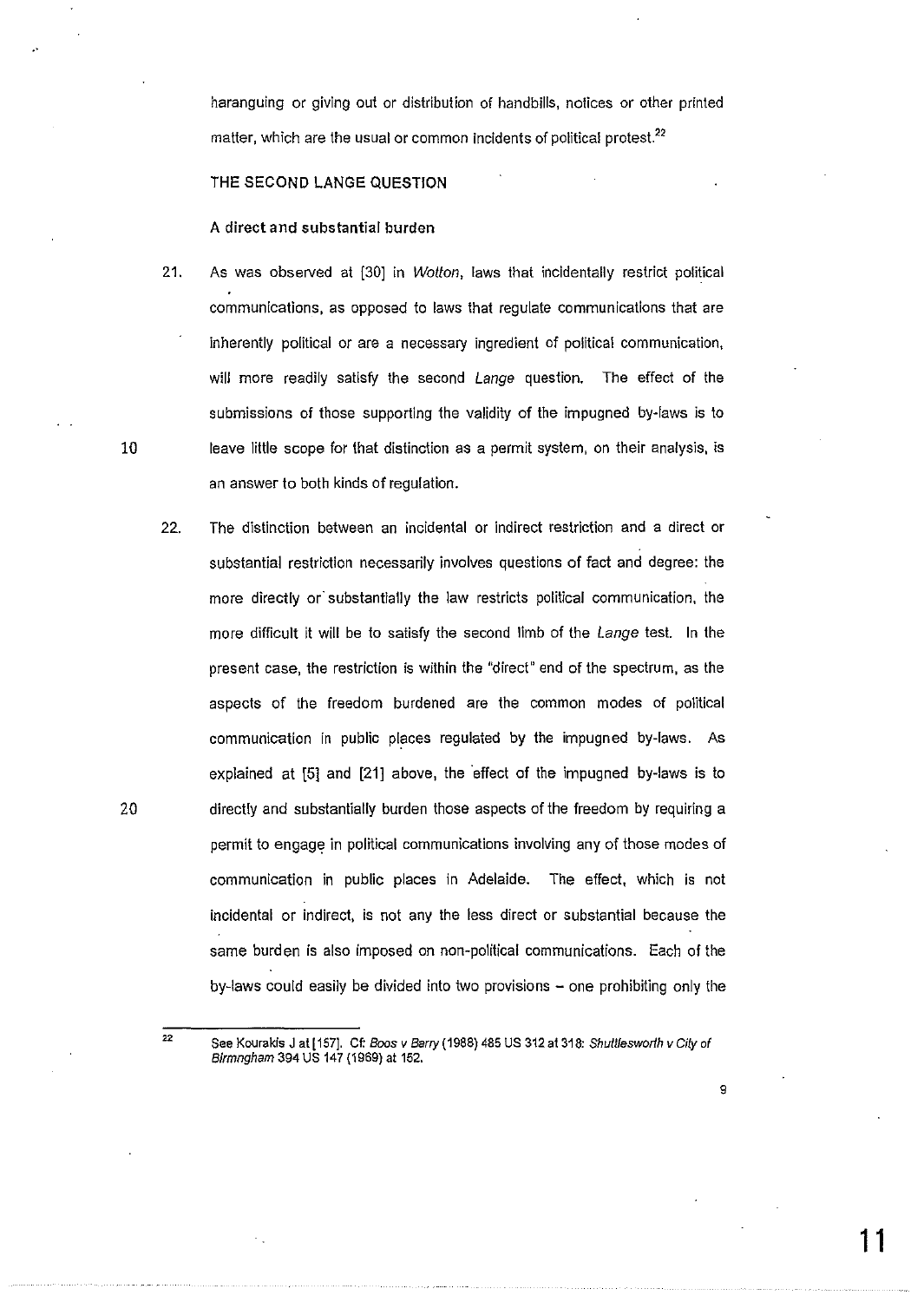haranguing or giving out or distribution of handbills, notices or other printed matter, which are the usual or common incidents of political protest.[22]

THE SECOND LANGE QUESTION

**A direct and substantial burden**

21. As was observed at [30] in *Wotton*, laws that incidentally restrict political communications, as opposed to laws that regulate communications that are inherently political or are a necessary ingredient of political communication, will more readily satisfy the second *Lange* question. The effect of the submissions of those supporting the validity of the impugned by-laws is to leave little scope for that distinction as a permit system, on their analysis, is an answer to both kinds of regulation.

22. The distinction between an incidental or indirect restriction and a direct or substantial restriction necessarily involves questions of fact and degree: the more directly or substantially the law restricts political communication, the more difficult it will be to satisfy the second limb of the *Lange* test. In the present case, the restriction is within the "direct" end of the spectrum, as the aspects of the freedom burdened are the common modes of political communication in public places regulated by the impugned by-laws. As explained at [5] and [21] above, the effect of the impugned by-laws is to directly and substantially burden those aspects of the freedom by requiring a permit to engage in political communications involving any of those modes of communication in public places in Adelaide. The effect, which is not incidental or indirect, is not any the less direct or substantial because the same burden is also imposed on non-political communications. Each of the by-laws could easily be divided into two provisions – one prohibiting only the

[22] See Kourakis J at [157]. Cf: *Boos v Barry* (1988) 485 US 312 at 318: *Shuttlesworth v City of Birmngham* 394 US 147 (1969) at 152.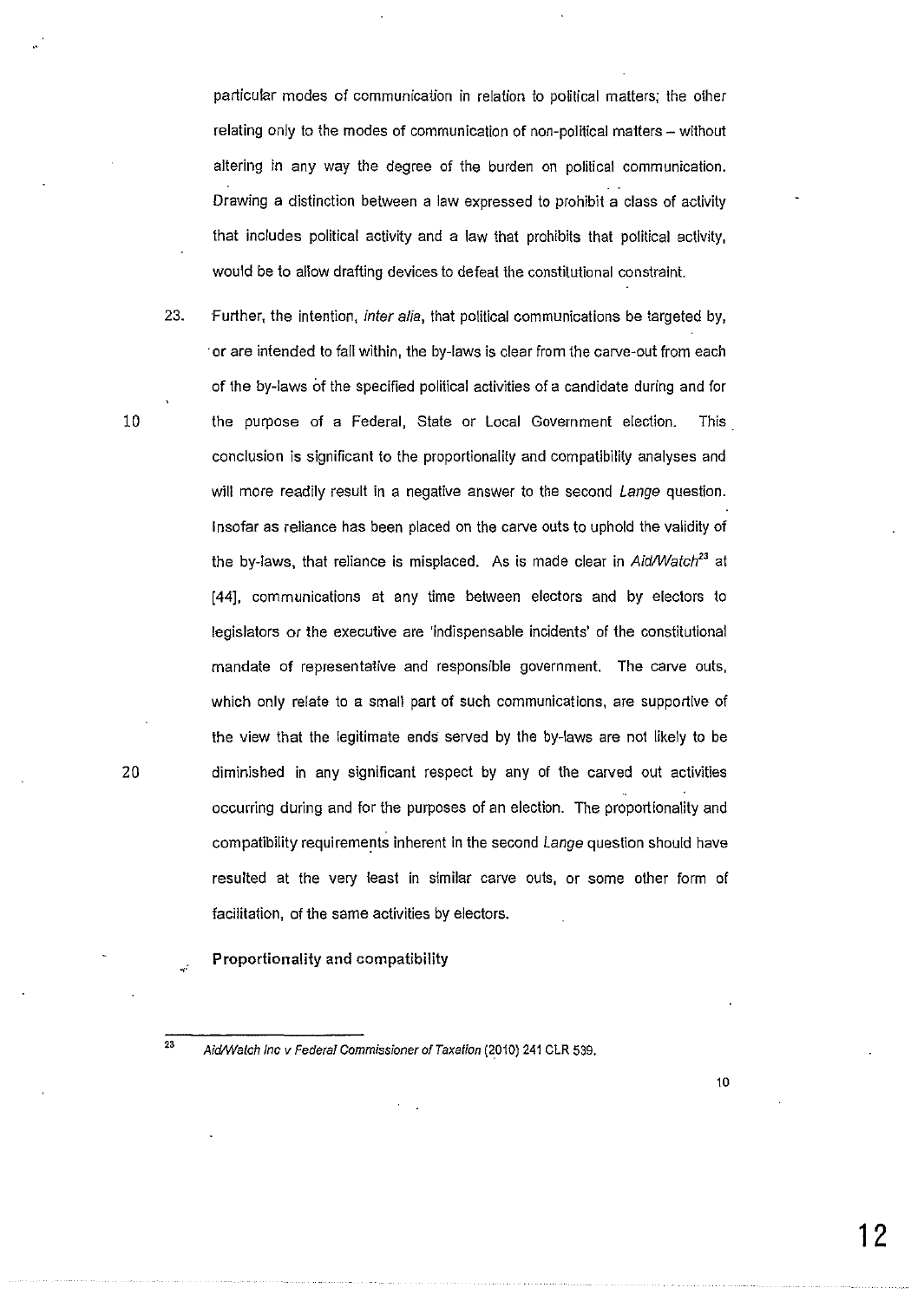particular modes of communication in relation to political matters; the other relating only to the modes of communication of non-political matters – without altering in any way the degree of the burden on political communication. Drawing a distinction between a law expressed to prohibit a class of activity that includes political activity and a law that prohibits that political activity, would be to allow drafting devices to defeat the constitutional constraint.

23. Further, the intention, *inter alia*, that political communications be targeted by, or are intended to fall within, the by-laws is clear from the carve-out from each of the by-laws of the specified political activities of a candidate during and for the purpose of a Federal, State or Local Government election. This conclusion is significant to the proportionality and compatibility analyses and will more readily result in a negative answer to the second *Lange* question. Insofar as reliance has been placed on the carve outs to uphold the validity of the by-laws, that reliance is misplaced. As is made clear in *Aid/Watch*[23] at [44], communications at any time between electors and by electors to legislators or the executive are 'indispensable incidents' of the constitutional mandate of representative and responsible government. The carve outs, which only relate to a small part of such communications, are supportive of the view that the legitimate ends served by the by-laws are not likely to be diminished in any significant respect by any of the carved out activities occurring during and for the purposes of an election. The proportionality and compatibility requirements inherent in the second *Lange* question should have resulted at the very least in similar carve outs, or some other form of facilitation, of the same activities by electors.

**Proportionality and compatibility**

[23] *Aid/Watch Inc v Federal Commissioner of Taxation* (2010) 241 CLR 539.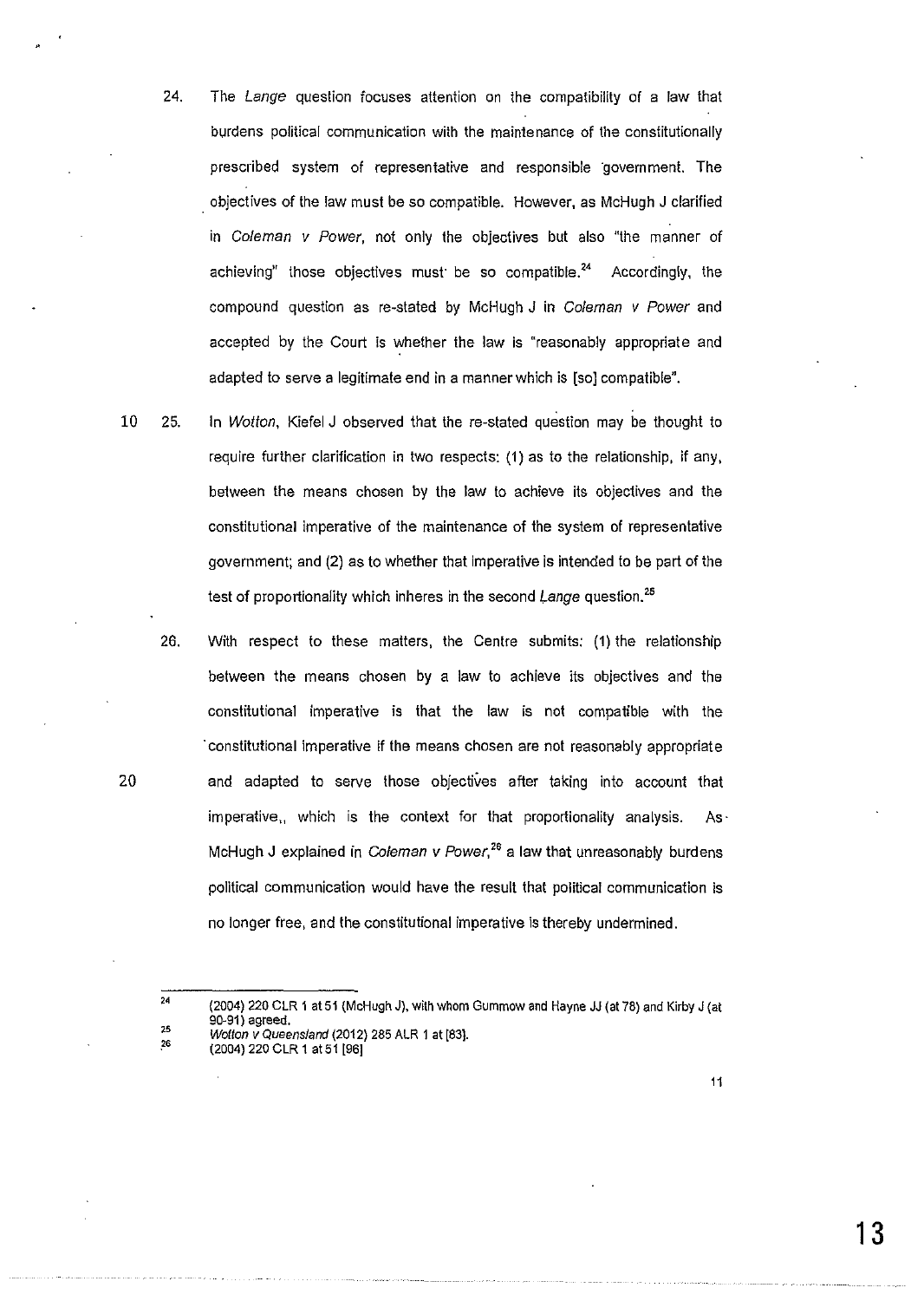24. The *Lange* question focuses attention on the compatibility of a law that burdens political communication with the maintenance of the constitutionally prescribed system of representative and responsible government. The objectives of the law must be so compatible. However, as McHugh J clarified in *Coleman v Power*, not only the objectives but also "the manner of achieving" those objectives must be so compatible.[24] Accordingly, the compound question as re-stated by McHugh J in *Coleman v Power* and accepted by the Court is whether the law is "reasonably appropriate and adapted to serve a legitimate end in a manner which is [so] compatible".

25. In *Wotton*, Kiefel J observed that the re-stated question may be thought to require further clarification in two respects: (1) as to the relationship, if any, between the means chosen by the law to achieve its objectives and the constitutional imperative of the maintenance of the system of representative government; and (2) as to whether that imperative is intended to be part of the test of proportionality which inheres in the second *Lange* question.[25]

26. With respect to these matters, the Centre submits: (1) the relationship between the means chosen by a law to achieve its objectives and the constitutional imperative is that the law is not compatible with the constitutional imperative if the means chosen are not reasonably appropriate and adapted to serve those objectives after taking into account that imperative,, which is the context for that proportionality analysis. As McHugh J explained in *Coleman v Power*,[26] a law that unreasonably burdens political communication would have the result that political communication is no longer free, and the constitutional imperative is thereby undermined.

---

[24] (2004) 220 CLR 1 at 51 (McHugh J), with whom Gummow and Hayne JJ (at 78) and Kirby J (at 90-91) agreed.

[25] *Wotton v Queensland* (2012) 285 ALR 1 at [83].

[26] (2004) 220 CLR 1 at 51 [96]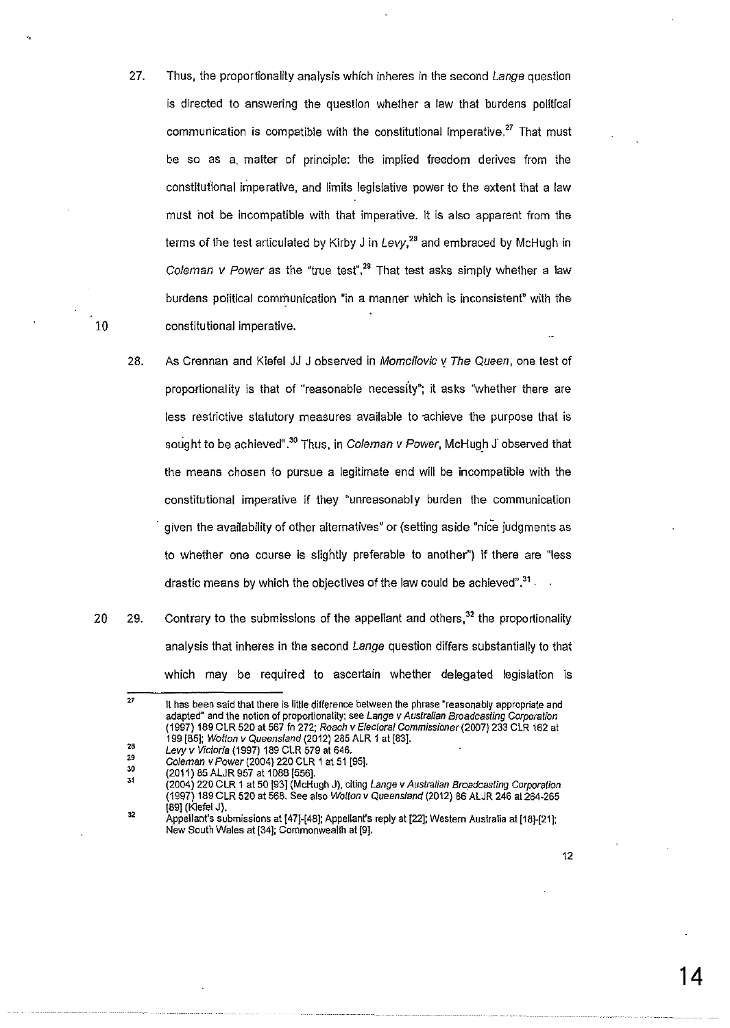27. Thus, the proportionality analysis which inheres in the second *Lange* question is directed to answering the question whether a law that burdens political communication is compatible with the constitutional imperative.[27] That must be so as a matter of principle: the implied freedom derives from the constitutional imperative, and limits legislative power to the extent that a law must not be incompatible with that imperative. It is also apparent from the terms of the test articulated by Kirby J in *Levy*,[28] and embraced by McHugh in *Coleman v Power* as the "true test".[29] That test asks simply whether a law burdens political communication "in a manner which is inconsistent" with the constitutional imperative.

28. As Crennan and Kiefel JJ J observed in *Momcilovic v The Queen*, one test of proportionality is that of "reasonable necessity"; it asks "whether there are less restrictive statutory measures available to achieve the purpose that is sought to be achieved".[30] Thus, in *Coleman v Power*, McHugh J observed that the means chosen to pursue a legitimate end will be incompatible with the constitutional imperative if they "unreasonably burden the communication given the availability of other alternatives" or (setting aside "nice judgments as to whether one course is slightly preferable to another") if there are "less drastic means by which the objectives of the law could be achieved".[31]

29. Contrary to the submissions of the appellant and others,[32] the proportionality analysis that inheres in the second *Lange* question differs substantially to that which may be required to ascertain whether delegated legislation is

---

[27] It has been said that there is little difference between the phrase "reasonably appropriate and adapted" and the notion of proportionality: see *Lange v Australian Broadcasting Corporation* (1997) 189 CLR 520 at 567 fn 272; *Roach v Electoral Commissioner* (2007) 233 CLR 162 at 199 [85]; *Wotton v Queensland* (2012) 285 ALR 1 at [83].

[28] *Levy v Victoria* (1997) 189 CLR 579 at 646.

[29] *Coleman v Power* (2004) 220 CLR 1 at 51 [95].

[30] (2011) 85 ALJR 957 at 1088 [556].

[31] (2004) 220 CLR 1 at 50 [93] (McHugh J), citing *Lange v Australian Broadcasting Corporation* (1997) 189 CLR 520 at 568. See also *Wotton v Queensland* (2012) 86 ALJR 246 at 264-265 [89] (Kiefel J).

[32] Appellant's submissions at [47]-[48]; Appellant's reply at [22]; Western Australia at [18]-[21]; New South Wales at [34]; Commonwealth at [9].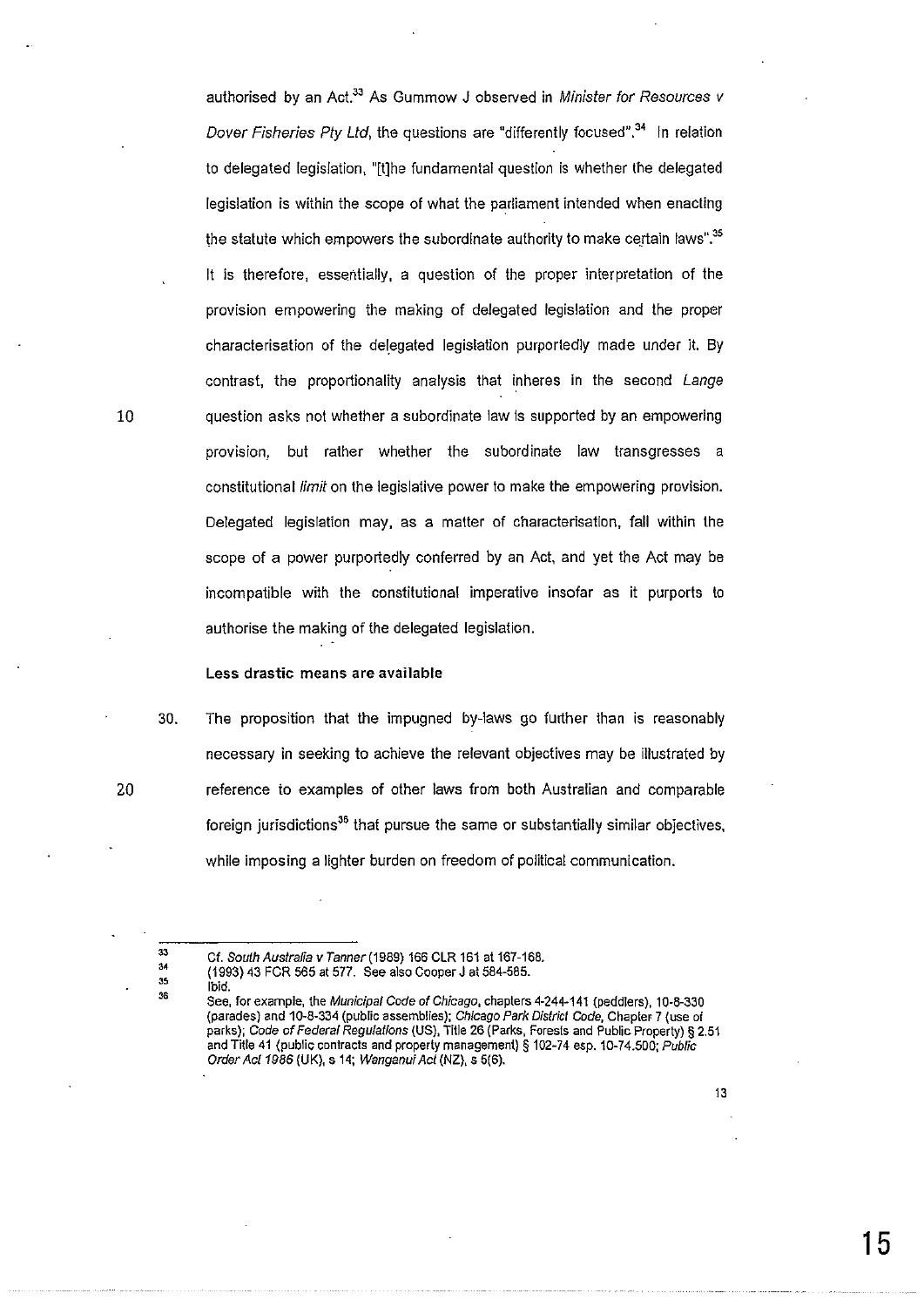authorised by an Act.[33] As Gummow J observed in *Minister for Resources v Dover Fisheries Pty Ltd*, the questions are "differently focused".[34] In relation to delegated legislation, "[t]he fundamental question is whether the delegated legislation is within the scope of what the parliament intended when enacting the statute which empowers the subordinate authority to make certain laws".[35] It is therefore, essentially, a question of the proper interpretation of the provision empowering the making of delegated legislation and the proper characterisation of the delegated legislation purportedly made under it. By contrast, the proportionality analysis that inheres in the second *Lange* question asks not whether a subordinate law is supported by an empowering provision, but rather whether the subordinate law transgresses a constitutional *limit* on the legislative power to make the empowering provision. Delegated legislation may, as a matter of characterisation, fall within the scope of a power purportedly conferred by an Act, and yet the Act may be incompatible with the constitutional imperative insofar as it purports to authorise the making of the delegated legislation.

**Less drastic means are available**

30. The proposition that the impugned by-laws go further than is reasonably necessary in seeking to achieve the relevant objectives may be illustrated by reference to examples of other laws from both Australian and comparable foreign jurisdictions[36] that pursue the same or substantially similar objectives, while imposing a lighter burden on freedom of political communication.

---

[33] Cf. *South Australia v Tanner* (1989) 166 CLR 161 at 167-168.

[34] (1993) 43 FCR 565 at 577. See also Cooper J at 584-585.

[35] Ibid.

[36] See, for example, the *Municipal Code of Chicago*, chapters 4-244-141 (peddlers), 10-8-330 (parades) and 10-8-334 (public assemblies); *Chicago Park District Code*, Chapter 7 (use of parks); *Code of Federal Regulations* (US), Title 26 (Parks, Forests and Public Property) § 2.51 and Title 41 (public contracts and property management) § 102-74 esp. 10-74.500; *Public Order Act 1986* (UK), s 14; *Wanganui Act* (NZ), s 5(6).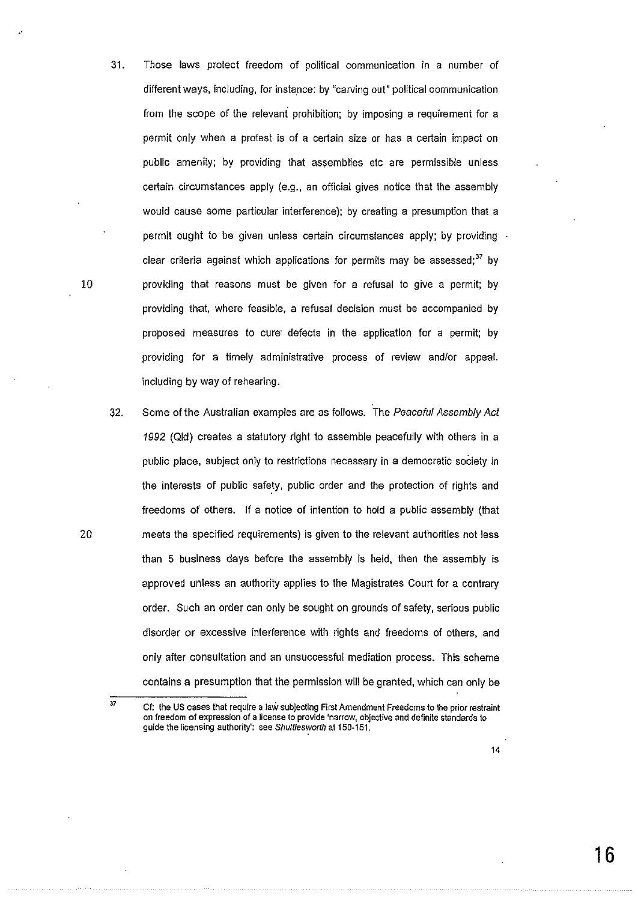31. Those laws protect freedom of political communication in a number of different ways, including, for instance: by "carving out" political communication from the scope of the relevant prohibition; by imposing a requirement for a permit only when a protest is of a certain size or has a certain impact on public amenity; by providing that assemblies etc are permissible unless certain circumstances apply (e.g., an official gives notice that the assembly would cause some particular interference); by creating a presumption that a permit ought to be given unless certain circumstances apply; by providing clear criteria against which applications for permits may be assessed;[37] by providing that reasons must be given for a refusal to give a permit; by providing that, where feasible, a refusal decision must be accompanied by proposed measures to cure defects in the application for a permit; by providing for a timely administrative process of review and/or appeal. including by way of rehearing.

32. Some of the Australian examples are as follows. The *Peaceful Assembly Act 1992* (Qld) creates a statutory right to assemble peacefully with others in a public place, subject only to restrictions necessary in a democratic society in the interests of public safety, public order and the protection of rights and freedoms of others. If a notice of intention to hold a public assembly (that meets the specified requirements) is given to the relevant authorities not less than 5 business days before the assembly is held, then the assembly is approved unless an authority applies to the Magistrates Court for a contrary order. Such an order can only be sought on grounds of safety, serious public disorder or excessive interference with rights and freedoms of others, and only after consultation and an unsuccessful mediation process. This scheme contains a presumption that the permission will be granted, which can only be

---

[37] Cf: the US cases that require a law subjecting First Amendment Freedoms to the prior restraint on freedom of expression of a license to provide 'narrow, objective and definite standards to guide the licensing authority': see *Shuttlesworth* at 150-151.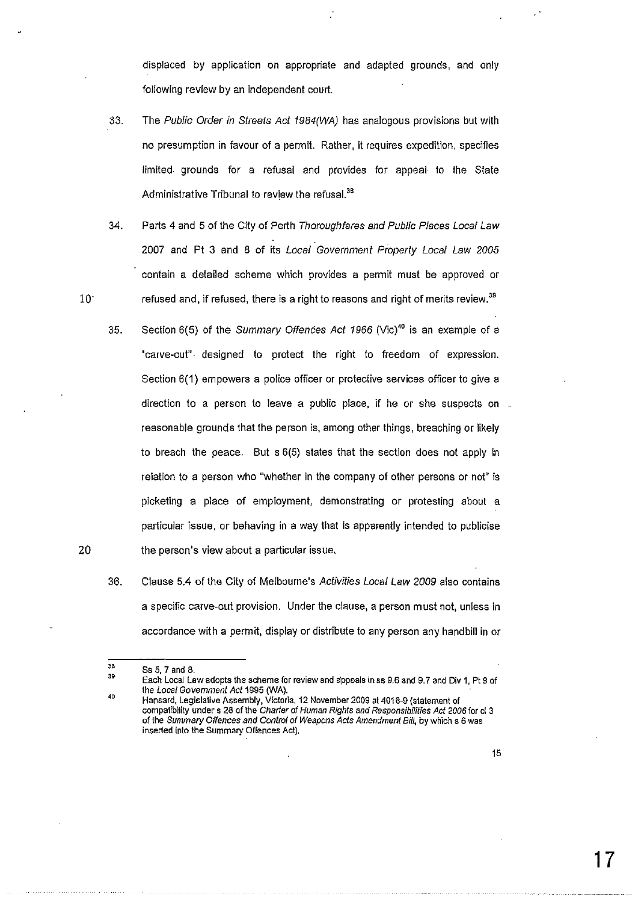displaced by application on appropriate and adapted grounds, and only following review by an independent court.

33. The *Public Order in Streets Act 1984(WA)* has analogous provisions but with no presumption in favour of a permit. Rather, it requires expedition, specifies limited grounds for a refusal and provides for appeal to the State Administrative Tribunal to review the refusal.[38]

34. Parts 4 and 5 of the City of Perth *Thoroughfares and Public Places Local Law 2007* and Pt 3 and 8 of its *Local Government Property Local Law 2005* contain a detailed scheme which provides a permit must be approved or refused and, if refused, there is a right to reasons and right of merits review.[39]

35. Section 6(5) of the *Summary Offences Act 1966* (Vic)[40] is an example of a "carve-out" designed to protect the right to freedom of expression. Section 6(1) empowers a police officer or protective services officer to give a direction to a person to leave a public place, if he or she suspects on reasonable grounds that the person is, among other things, breaching or likely to breach the peace. But s 6(5) states that the section does not apply in relation to a person who "whether in the company of other persons or not" is picketing a place of employment, demonstrating or protesting about a particular issue, or behaving in a way that is apparently intended to publicise the person's view about a particular issue.

36. Clause 5.4 of the City of Melbourne's *Activities Local Law 2009* also contains a specific carve-out provision. Under the clause, a person must not, unless in accordance with a permit, display or distribute to any person any handbill in or

---

[38] Ss 5, 7 and 8.

[39] Each Local Law adopts the scheme for review and appeals in ss 9.6 and 9.7 and Div 1, Pt 9 of the *Local Government Act* 1995 (WA).

[40] Hansard, Legislative Assembly, Victoria, 12 November 2009 at 4018-9 (statement of compatibility under s 28 of the *Charter of Human Rights and Responsibilities Act 2006* for cl 3 of the *Summary Offences and Control of Weapons Acts Amendment Bill*, by which s 6 was inserted into the Summary Offences Act).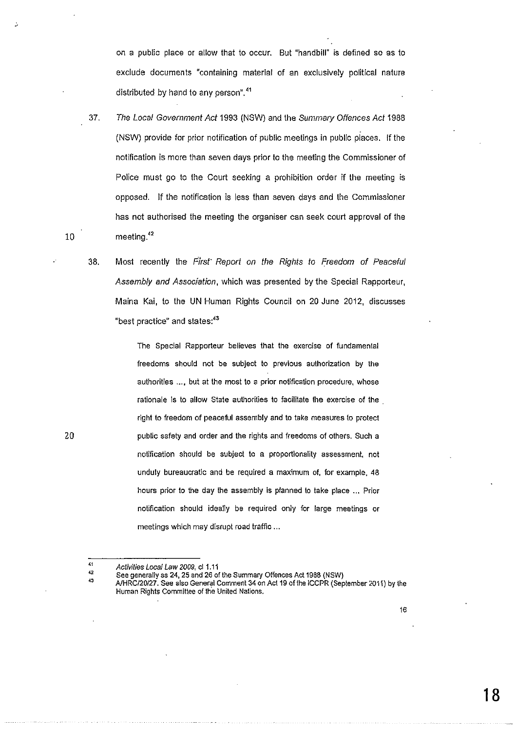on a public place or allow that to occur. But "handbill" is defined so as to exclude documents "containing material of an exclusively political nature distributed by hand to any person".[41]

37. *The Local Government Act* 1993 (NSW) and the *Summary Offences Act* 1988 (NSW) provide for prior notification of public meetings in public places. If the notification is more than seven days prior to the meeting the Commissioner of Police must go to the Court seeking a prohibition order if the meeting is opposed. If the notification is less than seven days and the Commissioner has not authorised the meeting the organiser can seek court approval of the meeting.[42]

38. Most recently the *First Report on the Rights to Freedom of Peaceful Assembly and Association*, which was presented by the Special Rapporteur, Maina Kai, to the UN Human Rights Council on 20 June 2012, discusses "best practice" and states:[43]

> The Special Rapporteur believes that the exercise of fundamental freedoms should not be subject to previous authorization by the authorities ..., but at the most to a prior notification procedure, whose rationale is to allow State authorities to facilitate the exercise of the right to freedom of peaceful assembly and to take measures to protect public safety and order and the rights and freedoms of others. Such a notification should be subject to a proportionality assessment, not unduly bureaucratic and be required a maximum of, for example, 48 hours prior to the day the assembly is planned to take place ... Prior notification should ideally be required only for large meetings or meetings which may disrupt road traffic ...

---

[41] *Activities Local Law 2009*, cl 1.11

[42] See generally ss 24, 25 and 26 of the Summary Offences Act 1988 (NSW)

[43] A/HRC/20/27. See also General Comment 34 on Act 19 of the ICCPR (September 2011) by the Human Rights Committee of the United Nations.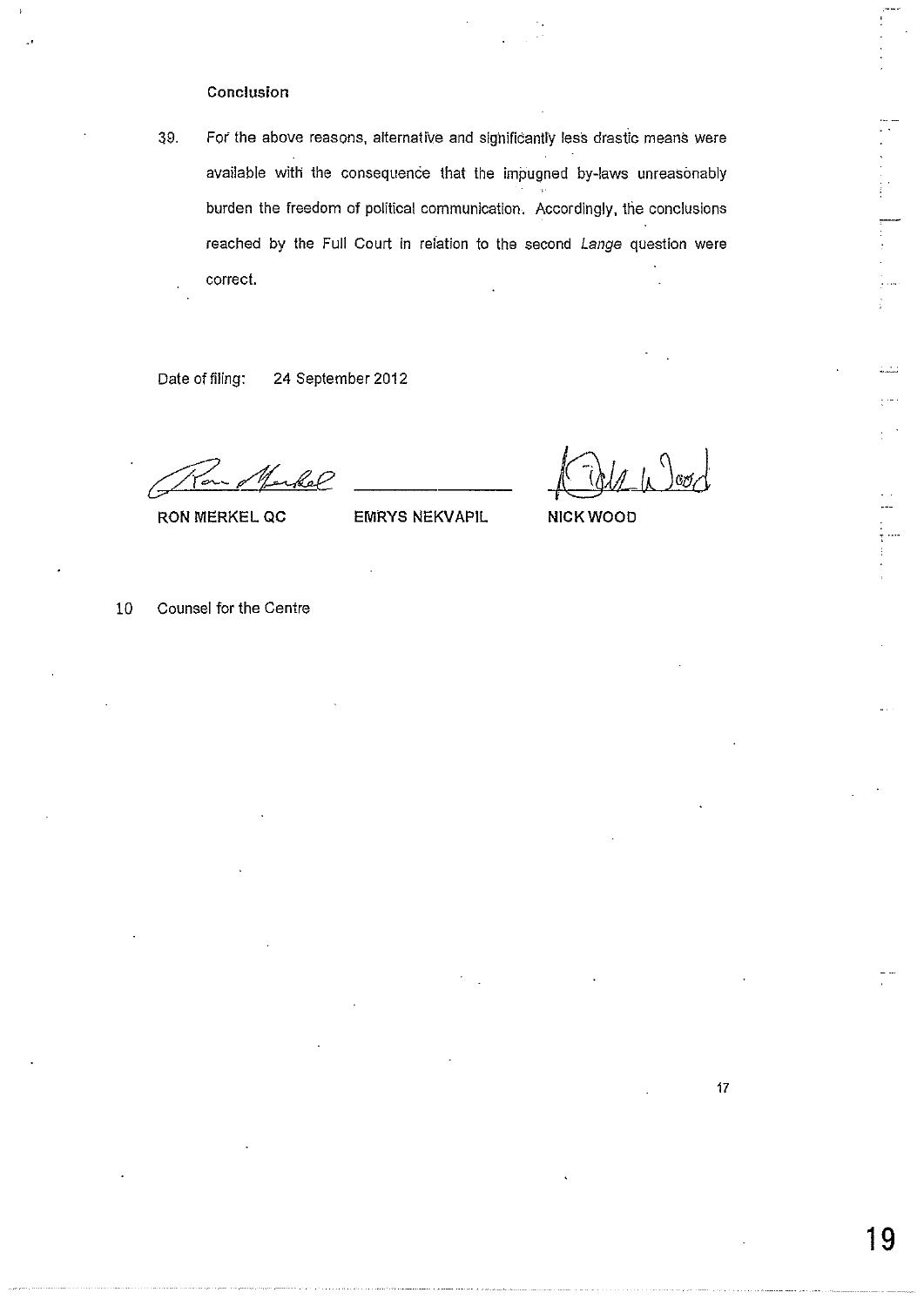**Conclusion**

39. For the above reasons, alternative and significantly less drastic means were available with the consequence that the impugned by-laws unreasonably burden the freedom of political communication. Accordingly, the conclusions reached by the Full Court in relation to the second *Lange* question were correct.

Date of filing: 24 September 2012

| | | |
|---|---|---|
| **RON MERKEL QC** | **EMRYS NEKVAPIL** | **NICK WOOD** |

10 Counsel for the Centre